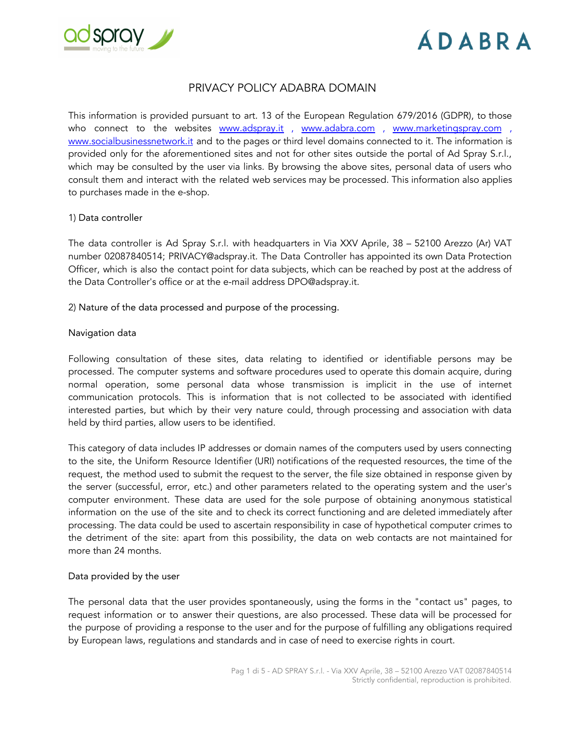# PRIVACY POLICY ADABRA DOMAIN

This information is provided pursuant to art. 13 of the European Regulation 679/2016 (GDPR), to those who connect to the websites www.adspray.it , www.adabra.com , www.marketingspray.com , www.socialbusinessnetwork.it and to the pages or third level domains connected to it. The information is provided only for the aforementioned sites and not for other sites outside the portal of Ad Spray S.r.l., which may be consulted by the user via links. By browsing the above sites, personal data of users who consult them and interact with the related web services may be processed. This information also applies to purchases made in the e-shop.

## 1) Data controller

The data controller is Ad Spray S.r.l. with headquarters in Via XXV Aprile, 38 – 52100 Arezzo (Ar) VAT number 02087840514; PRIVACY@adspray.it. The Data Controller has appointed its own Data Protection Officer, which is also the contact point for data subjects, which can be reached by post at the address of the Data Controller's office or at the e-mail address DPO@adspray.it.

## 2) Nature of the data processed and purpose of the processing.

### Navigation data

Following consultation of these sites, data relating to identified or identifiable persons may be processed. The computer systems and software procedures used to operate this domain acquire, during normal operation, some personal data whose transmission is implicit in the use of internet communication protocols. This is information that is not collected to be associated with identified interested parties, but which by their very nature could, through processing and association with data held by third parties, allow users to be identified.

This category of data includes IP addresses or domain names of the computers used by users connecting to the site, the Uniform Resource Identifier (URI) notifications of the requested resources, the time of the request, the method used to submit the request to the server, the file size obtained in response given by the server (successful, error, etc.) and other parameters related to the operating system and the user's computer environment. These data are used for the sole purpose of obtaining anonymous statistical information on the use of the site and to check its correct functioning and are deleted immediately after processing. The data could be used to ascertain responsibility in case of hypothetical computer crimes to the detriment of the site: apart from this possibility, the data on web contacts are not maintained for more than 24 months.

### Data provided by the user

The personal data that the user provides spontaneously, using the forms in the "contact us" pages, to request information or to answer their questions, are also processed. These data will be processed for the purpose of providing a response to the user and for the purpose of fulfilling any obligations required by European laws, regulations and standards and in case of need to exercise rights in court.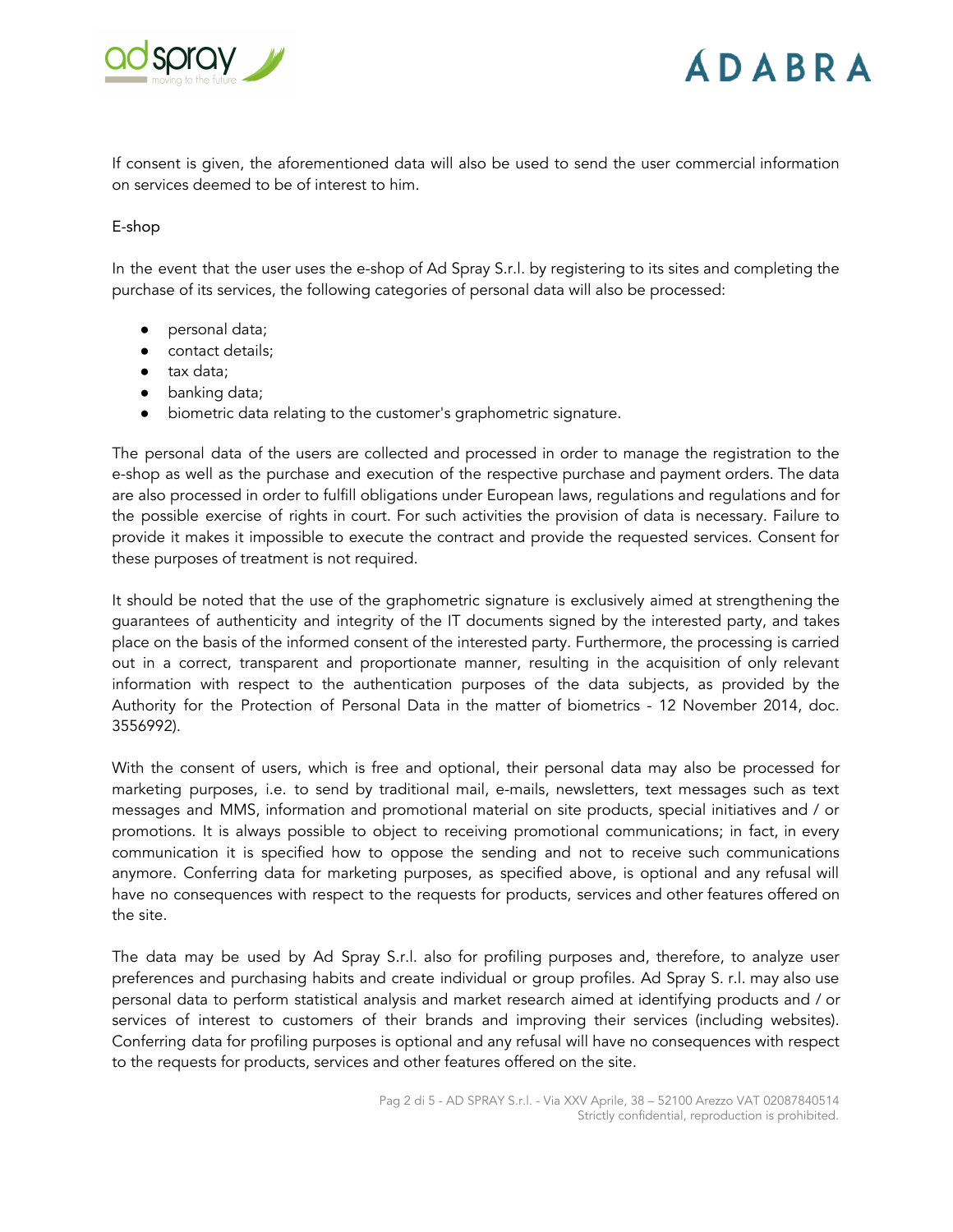If consent is given, the aforementioned data will also be used to send the user commercial information on services deemed to be of interest to him.

E-shop

In the event that the user uses the e-shop of Ad Spray S.r.l. by registering to its sites and completing the purchase of its services, the following categories of personal data will also be processed:

- personal data;
- contact details;
- tax data;
- banking data;
- biometric data relating to the customer's graphometric signature.

The personal data of the users are collected and processed in order to manage the registration to the e-shop as well as the purchase and execution of the respective purchase and payment orders. The data are also processed in order to fulfill obligations under European laws, regulations and regulations and for the possible exercise of rights in court. For such activities the provision of data is necessary. Failure to provide it makes it impossible to execute the contract and provide the requested services. Consent for these purposes of treatment is not required.

It should be noted that the use of the graphometric signature is exclusively aimed at strengthening the guarantees of authenticity and integrity of the IT documents signed by the interested party, and takes place on the basis of the informed consent of the interested party. Furthermore, the processing is carried out in a correct, transparent and proportionate manner, resulting in the acquisition of only relevant information with respect to the authentication purposes of the data subjects, as provided by the Authority for the Protection of Personal Data in the matter of biometrics - 12 November 2014, doc. 3556992).

With the consent of users, which is free and optional, their personal data may also be processed for marketing purposes, i.e. to send by traditional mail, e-mails, newsletters, text messages such as text messages and MMS, information and promotional material on site products, special initiatives and / or promotions. It is always possible to object to receiving promotional communications; in fact, in every communication it is specified how to oppose the sending and not to receive such communications anymore. Conferring data for marketing purposes, as specified above, is optional and any refusal will have no consequences with respect to the requests for products, services and other features offered on the site.

The data may be used by Ad Spray S.r.l. also for profiling purposes and, therefore, to analyze user preferences and purchasing habits and create individual or group profiles. Ad Spray S. r.l. may also use personal data to perform statistical analysis and market research aimed at identifying products and / or services of interest to customers of their brands and improving their services (including websites). Conferring data for profiling purposes is optional and any refusal will have no consequences with respect to the requests for products, services and other features offered on the site.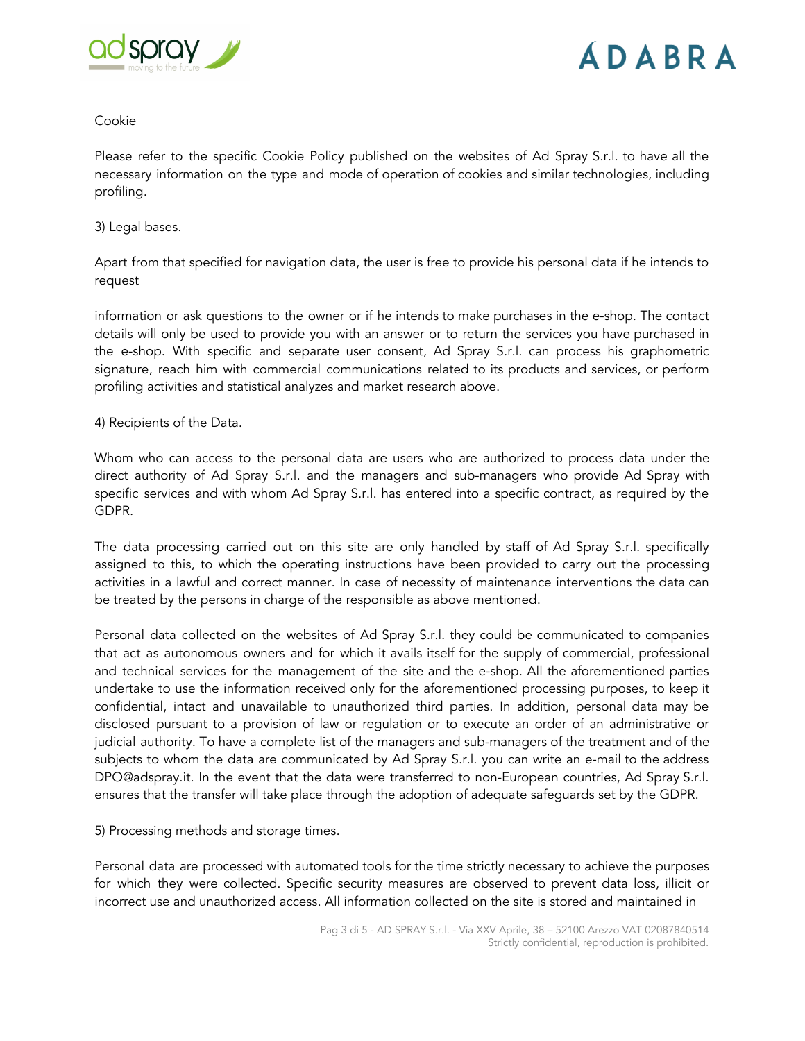Cookie

Please refer to the specific Cookie Policy published on the websites of Ad Spray S.r.l. to have all the necessary information on the type and mode of operation of cookies and similar technologies, including profiling.

3) Legal bases.

Apart from that specified for navigation data, the user is free to provide his personal data if he intends to request

information or ask questions to the owner or if he intends to make purchases in the e-shop. The contact details will only be used to provide you with an answer or to return the services you have purchased in the e-shop. With specific and separate user consent, Ad Spray S.r.l. can process his graphometric signature, reach him with commercial communications related to its products and services, or perform profiling activities and statistical analyzes and market research above.

4) Recipients of the Data.

Whom who can access to the personal data are users who are authorized to process data under the direct authority of Ad Spray S.r.l. and the managers and sub-managers who provide Ad Spray with specific services and with whom Ad Spray S.r.l. has entered into a specific contract, as required by the GDPR.

The data processing carried out on this site are only handled by staff of Ad Spray S.r.l. specifically assigned to this, to which the operating instructions have been provided to carry out the processing activities in a lawful and correct manner. In case of necessity of maintenance interventions the data can be treated by the persons in charge of the responsible as above mentioned.

Personal data collected on the websites of Ad Spray S.r.l. they could be communicated to companies that act as autonomous owners and for which it avails itself for the supply of commercial, professional and technical services for the management of the site and the e-shop. All the aforementioned parties undertake to use the information received only for the aforementioned processing purposes, to keep it confidential, intact and unavailable to unauthorized third parties. In addition, personal data may be disclosed pursuant to a provision of law or regulation or to execute an order of an administrative or judicial authority. To have a complete list of the managers and sub-managers of the treatment and of the subjects to whom the data are communicated by Ad Spray S.r.l. you can write an e-mail to the address DPO@adspray.it. In the event that the data were transferred to non-European countries, Ad Spray S.r.l. ensures that the transfer will take place through the adoption of adequate safeguards set by the GDPR.

5) Processing methods and storage times.

Personal data are processed with automated tools for the time strictly necessary to achieve the purposes for which they were collected. Specific security measures are observed to prevent data loss, illicit or incorrect use and unauthorized access. All information collected on the site is stored and maintained in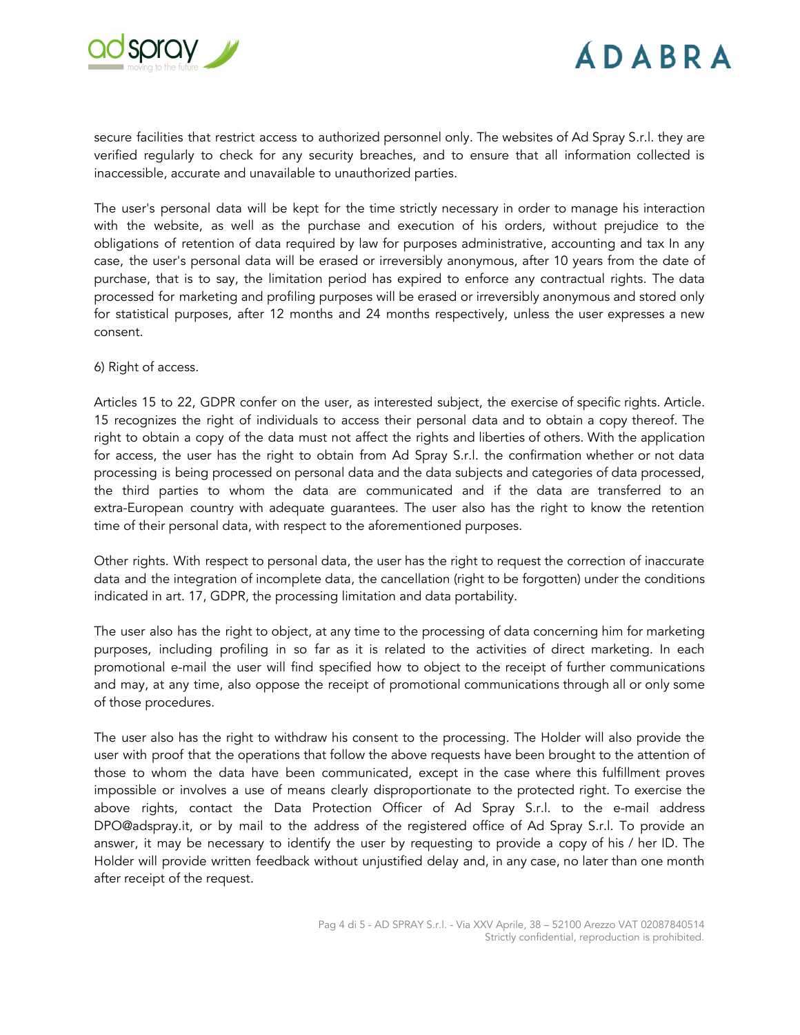secure facilities that restrict access to authorized personnel only. The websites of Ad Spray S.r.l. they are verified regularly to check for any security breaches, and to ensure that all information collected is inaccessible, accurate and unavailable to unauthorized parties.

The user's personal data will be kept for the time strictly necessary in order to manage his interaction with the website, as well as the purchase and execution of his orders, without prejudice to the obligations of retention of data required by law for purposes administrative, accounting and tax In any case, the user's personal data will be erased or irreversibly anonymous, after 10 years from the date of purchase, that is to say, the limitation period has expired to enforce any contractual rights. The data processed for marketing and profiling purposes will be erased or irreversibly anonymous and stored only for statistical purposes, after 12 months and 24 months respectively, unless the user expresses a new consent.

6) Right of access.

Articles 15 to 22, GDPR confer on the user, as interested subject, the exercise of specific rights. Article. 15 recognizes the right of individuals to access their personal data and to obtain a copy thereof. The right to obtain a copy of the data must not affect the rights and liberties of others. With the application for access, the user has the right to obtain from Ad Spray S.r.l. the confirmation whether or not data processing is being processed on personal data and the data subjects and categories of data processed, the third parties to whom the data are communicated and if the data are transferred to an extra-European country with adequate guarantees. The user also has the right to know the retention time of their personal data, with respect to the aforementioned purposes.

Other rights. With respect to personal data, the user has the right to request the correction of inaccurate data and the integration of incomplete data, the cancellation (right to be forgotten) under the conditions indicated in art. 17, GDPR, the processing limitation and data portability.

The user also has the right to object, at any time to the processing of data concerning him for marketing purposes, including profiling in so far as it is related to the activities of direct marketing. In each promotional e-mail the user will find specified how to object to the receipt of further communications and may, at any time, also oppose the receipt of promotional communications through all or only some of those procedures.

The user also has the right to withdraw his consent to the processing. The Holder will also provide the user with proof that the operations that follow the above requests have been brought to the attention of those to whom the data have been communicated, except in the case where this fulfillment proves impossible or involves a use of means clearly disproportionate to the protected right. To exercise the above rights, contact the Data Protection Officer of Ad Spray S.r.l. to the e-mail address DPO@adspray.it, or by mail to the address of the registered office of Ad Spray S.r.l. To provide an answer, it may be necessary to identify the user by requesting to provide a copy of his / her ID. The Holder will provide written feedback without unjustified delay and, in any case, no later than one month after receipt of the request.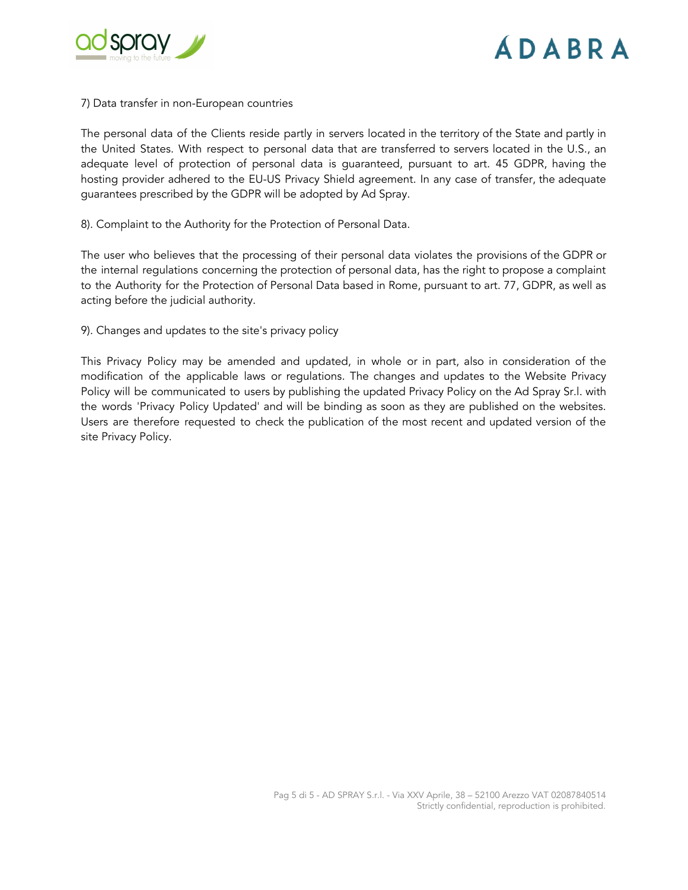7) Data transfer in non-European countries

The personal data of the Clients reside partly in servers located in the territory of the State and partly in the United States. With respect to personal data that are transferred to servers located in the U.S., an adequate level of protection of personal data is guaranteed, pursuant to art. 45 GDPR, having the hosting provider adhered to the EU-US Privacy Shield agreement. In any case of transfer, the adequate guarantees prescribed by the GDPR will be adopted by Ad Spray.

8). Complaint to the Authority for the Protection of Personal Data.

The user who believes that the processing of their personal data violates the provisions of the GDPR or the internal regulations concerning the protection of personal data, has the right to propose a complaint to the Authority for the Protection of Personal Data based in Rome, pursuant to art. 77, GDPR, as well as acting before the judicial authority.

9). Changes and updates to the site's privacy policy

This Privacy Policy may be amended and updated, in whole or in part, also in consideration of the modification of the applicable laws or regulations. The changes and updates to the Website Privacy Policy will be communicated to users by publishing the updated Privacy Policy on the Ad Spray Sr.l. with the words 'Privacy Policy Updated' and will be binding as soon as they are published on the websites. Users are therefore requested to check the publication of the most recent and updated version of the site Privacy Policy.